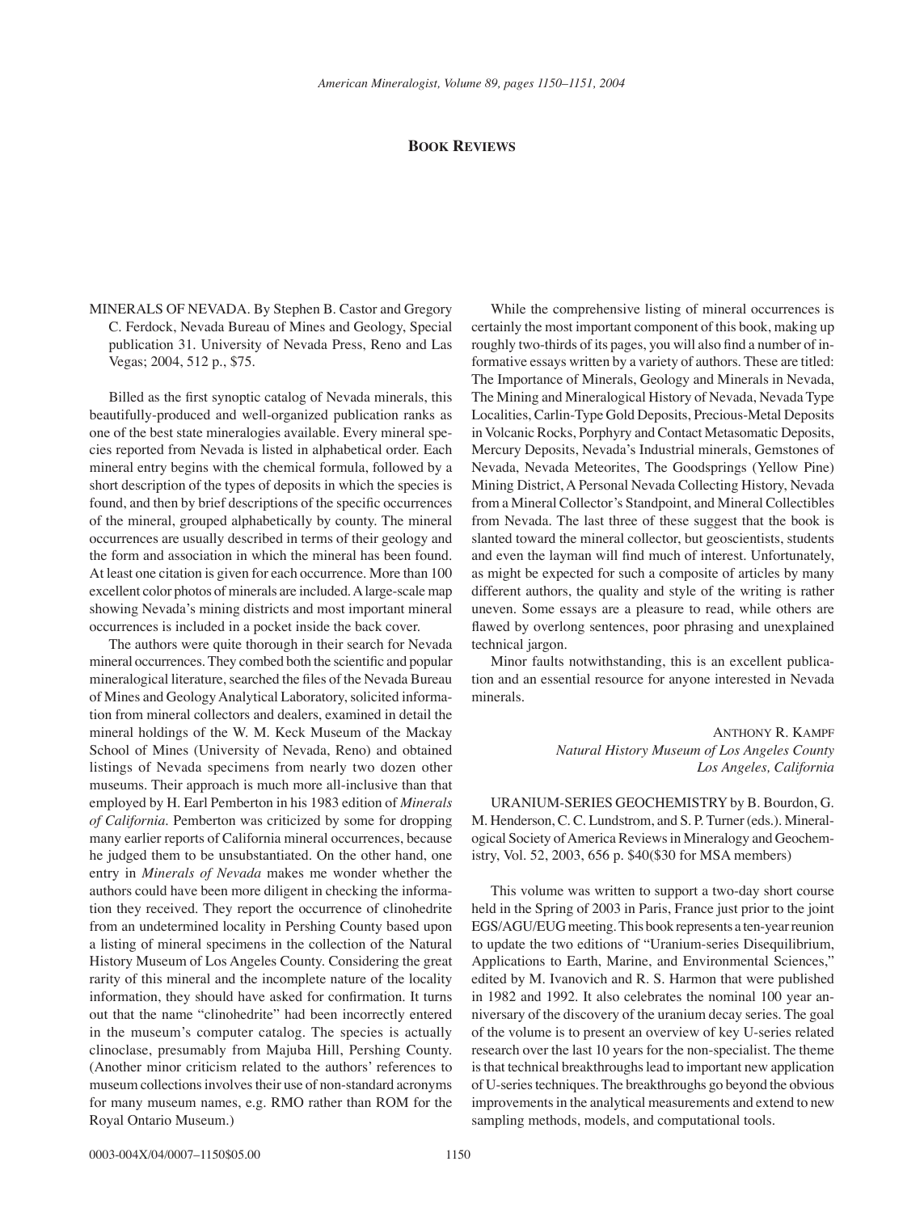## Book Reviews

MINERALS OF NEVADA. By Stephen B. Castor and Gregory C. Ferdock, Nevada Bureau of Mines and Geology, Special publication 31. University of Nevada Press, Reno and Las Vegas; 2004, 512 p., $75.

Billed as the first synoptic catalog of Nevada minerals, this beautifully-produced and well-organized publication ranks as one of the best state mineralogies available. Every mineral species reported from Nevada is listed in alphabetical order. Each mineral entry begins with the chemical formula, followed by a short description of the types of deposits in which the species is found, and then by brief descriptions of the specific occurrences of the mineral, grouped alphabetically by county. The mineral occurrences are usually described in terms of their geology and the form and association in which the mineral has been found. At least one citation is given for each occurrence. More than 100 excellent color photos of minerals are included. A large-scale map showing Nevada's mining districts and most important mineral occurrences is included in a pocket inside the back cover.

The authors were quite thorough in their search for Nevada mineral occurrences. They combed both the scientific and popular mineralogical literature, searched the files of the Nevada Bureau of Mines and Geology Analytical Laboratory, solicited information from mineral collectors and dealers, examined in detail the mineral holdings of the W. M. Keck Museum of the Mackay School of Mines (University of Nevada, Reno) and obtained listings of Nevada specimens from nearly two dozen other museums. Their approach is much more all-inclusive than that employed by H. Earl Pemberton in his 1983 edition of *Minerals of California*. Pemberton was criticized by some for dropping many earlier reports of California mineral occurrences, because he judged them to be unsubstantiated. On the other hand, one entry in *Minerals of Nevada* makes me wonder whether the authors could have been more diligent in checking the information they received. They report the occurrence of clinohedrite from an undetermined locality in Pershing County based upon a listing of mineral specimens in the collection of the Natural History Museum of Los Angeles County. Considering the great rarity of this mineral and the incomplete nature of the locality information, they should have asked for confirmation. It turns out that the name "clinohedrite" had been incorrectly entered in the museum's computer catalog. The species is actually clinoclase, presumably from Majuba Hill, Pershing County. (Another minor criticism related to the authors' references to museum collections involves their use of non-standard acronyms for many museum names, e.g. RMO rather than ROM for the Royal Ontario Museum.)

While the comprehensive listing of mineral occurrences is certainly the most important component of this book, making up roughly two-thirds of its pages, you will also find a number of informative essays written by a variety of authors. These are titled: The Importance of Minerals, Geology and Minerals in Nevada, The Mining and Mineralogical History of Nevada, Nevada Type Localities, Carlin-Type Gold Deposits, Precious-Metal Deposits in Volcanic Rocks, Porphyry and Contact Metasomatic Deposits, Mercury Deposits, Nevada's Industrial minerals, Gemstones of Nevada, Nevada Meteorites, The Goodsprings (Yellow Pine) Mining District, A Personal Nevada Collecting History, Nevada from a Mineral Collector's Standpoint, and Mineral Collectibles from Nevada. The last three of these suggest that the book is slanted toward the mineral collector, but geoscientists, students and even the layman will find much of interest. Unfortunately, as might be expected for such a composite of articles by many different authors, the quality and style of the writing is rather uneven. Some essays are a pleasure to read, while others are flawed by overlong sentences, poor phrasing and unexplained technical jargon.

Minor faults notwithstanding, this is an excellent publication and an essential resource for anyone interested in Nevada minerals.

Anthony R. Kampf
*Natural History Museum of Los Angeles County*
*Los Angeles, California*

URANIUM-SERIES GEOCHEMISTRY by B. Bourdon, G. M. Henderson, C. C. Lundstrom, and S. P. Turner (eds.). Mineralogical Society of America Reviews in Mineralogy and Geochemistry, Vol. 52, 2003, 656 p. $40($30 for MSA members)

This volume was written to support a two-day short course held in the Spring of 2003 in Paris, France just prior to the joint EGS/AGU/EUG meeting. This book represents a ten-year reunion to update the two editions of "Uranium-series Disequilibrium, Applications to Earth, Marine, and Environmental Sciences," edited by M. Ivanovich and R. S. Harmon that were published in 1982 and 1992. It also celebrates the nominal 100 year anniversary of the discovery of the uranium decay series. The goal of the volume is to present an overview of key U-series related research over the last 10 years for the non-specialist. The theme is that technical breakthroughs lead to important new application of U-series techniques. The breakthroughs go beyond the obvious improvements in the analytical measurements and extend to new sampling methods, models, and computational tools.

0003-004X/04/0007–1150$05.00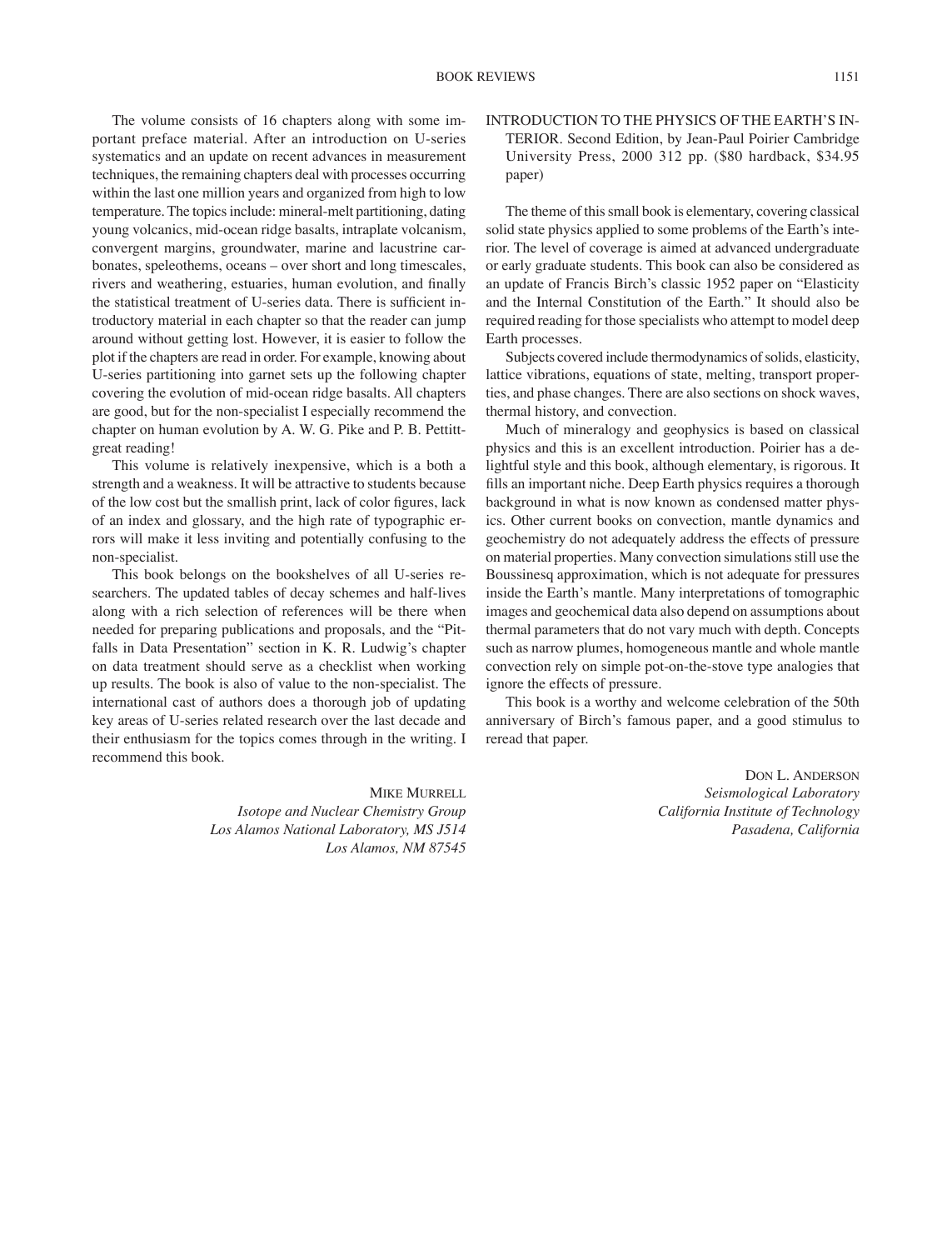The volume consists of 16 chapters along with some important preface material. After an introduction on U-series systematics and an update on recent advances in measurement techniques, the remaining chapters deal with processes occurring within the last one million years and organized from high to low temperature. The topics include: mineral-melt partitioning, dating young volcanics, mid-ocean ridge basalts, intraplate volcanism, convergent margins, groundwater, marine and lacustrine carbonates, speleothems, oceans – over short and long timescales, rivers and weathering, estuaries, human evolution, and finally the statistical treatment of U-series data. There is sufficient introductory material in each chapter so that the reader can jump around without getting lost. However, it is easier to follow the plot if the chapters are read in order. For example, knowing about U-series partitioning into garnet sets up the following chapter covering the evolution of mid-ocean ridge basalts. All chapters are good, but for the non-specialist I especially recommend the chapter on human evolution by A. W. G. Pike and P. B. Pettitt-great reading!

This volume is relatively inexpensive, which is a both a strength and a weakness. It will be attractive to students because of the low cost but the smallish print, lack of color figures, lack of an index and glossary, and the high rate of typographic errors will make it less inviting and potentially confusing to the non-specialist.

This book belongs on the bookshelves of all U-series researchers. The updated tables of decay schemes and half-lives along with a rich selection of references will be there when needed for preparing publications and proposals, and the "Pitfalls in Data Presentation" section in K. R. Ludwig's chapter on data treatment should serve as a checklist when working up results. The book is also of value to the non-specialist. The international cast of authors does a thorough job of updating key areas of U-series related research over the last decade and their enthusiasm for the topics comes through in the writing. I recommend this book.

MIKE MURRELL
*Isotope and Nuclear Chemistry Group*
*Los Alamos National Laboratory, MS J514*
*Los Alamos, NM 87545*

INTRODUCTION TO THE PHYSICS OF THE EARTH'S INTERIOR. Second Edition, by Jean-Paul Poirier Cambridge University Press, 2000 312 pp. ($80 hardback, $34.95 paper)

The theme of this small book is elementary, covering classical solid state physics applied to some problems of the Earth's interior. The level of coverage is aimed at advanced undergraduate or early graduate students. This book can also be considered as an update of Francis Birch's classic 1952 paper on "Elasticity and the Internal Constitution of the Earth." It should also be required reading for those specialists who attempt to model deep Earth processes.

Subjects covered include thermodynamics of solids, elasticity, lattice vibrations, equations of state, melting, transport properties, and phase changes. There are also sections on shock waves, thermal history, and convection.

Much of mineralogy and geophysics is based on classical physics and this is an excellent introduction. Poirier has a delightful style and this book, although elementary, is rigorous. It fills an important niche. Deep Earth physics requires a thorough background in what is now known as condensed matter physics. Other current books on convection, mantle dynamics and geochemistry do not adequately address the effects of pressure on material properties. Many convection simulations still use the Boussinesq approximation, which is not adequate for pressures inside the Earth's mantle. Many interpretations of tomographic images and geochemical data also depend on assumptions about thermal parameters that do not vary much with depth. Concepts such as narrow plumes, homogeneous mantle and whole mantle convection rely on simple pot-on-the-stove type analogies that ignore the effects of pressure.

This book is a worthy and welcome celebration of the 50th anniversary of Birch's famous paper, and a good stimulus to reread that paper.

DON L. ANDERSON
*Seismological Laboratory*
*California Institute of Technology*
*Pasadena, California*